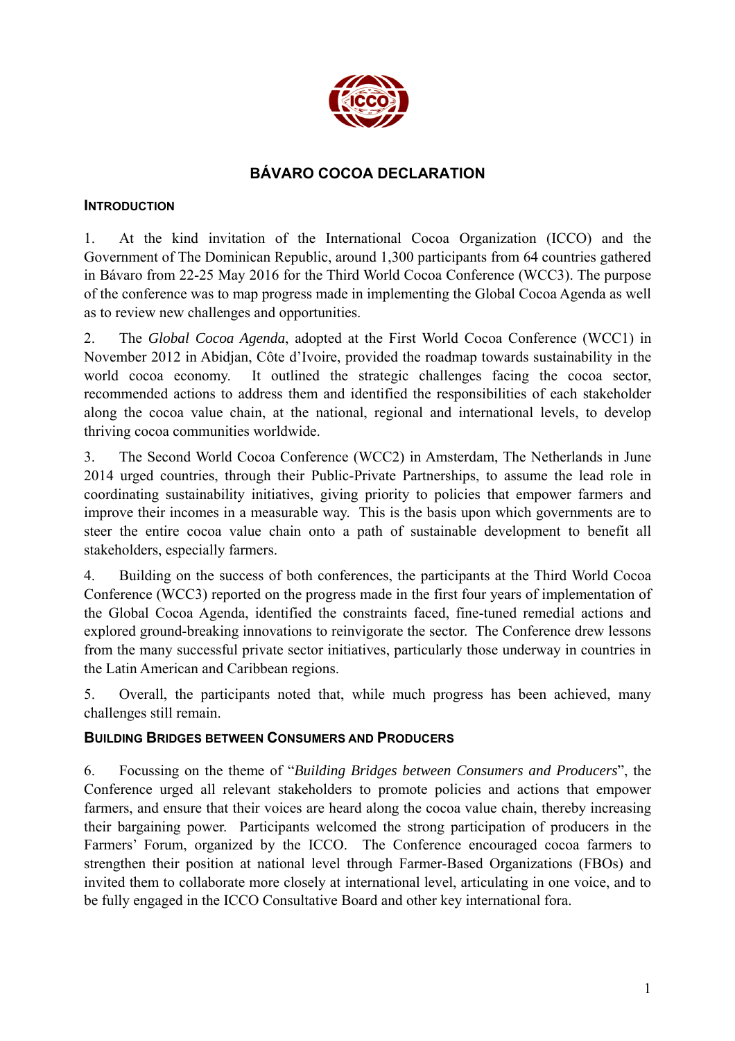# BÁVARO COCOA DECLARATION

## INTRODUCTION

1. At the kind invitation of the International Cocoa Organization (ICCO) and the Government of The Dominican Republic, around 1,300 participants from 64 countries gathered in Bávaro from 22-25 May 2016 for the Third World Cocoa Conference (WCC3). The purpose of the conference was to map progress made in implementing the Global Cocoa Agenda as well as to review new challenges and opportunities.

2. The *Global Cocoa Agenda*, adopted at the First World Cocoa Conference (WCC1) in November 2012 in Abidjan, Côte d'Ivoire, provided the roadmap towards sustainability in the world cocoa economy. It outlined the strategic challenges facing the cocoa sector, recommended actions to address them and identified the responsibilities of each stakeholder along the cocoa value chain, at the national, regional and international levels, to develop thriving cocoa communities worldwide.

3. The Second World Cocoa Conference (WCC2) in Amsterdam, The Netherlands in June 2014 urged countries, through their Public-Private Partnerships, to assume the lead role in coordinating sustainability initiatives, giving priority to policies that empower farmers and improve their incomes in a measurable way. This is the basis upon which governments are to steer the entire cocoa value chain onto a path of sustainable development to benefit all stakeholders, especially farmers.

4. Building on the success of both conferences, the participants at the Third World Cocoa Conference (WCC3) reported on the progress made in the first four years of implementation of the Global Cocoa Agenda, identified the constraints faced, fine-tuned remedial actions and explored ground-breaking innovations to reinvigorate the sector. The Conference drew lessons from the many successful private sector initiatives, particularly those underway in countries in the Latin American and Caribbean regions.

5. Overall, the participants noted that, while much progress has been achieved, many challenges still remain.

## BUILDING BRIDGES BETWEEN CONSUMERS AND PRODUCERS

6. Focussing on the theme of "*Building Bridges between Consumers and Producers*", the Conference urged all relevant stakeholders to promote policies and actions that empower farmers, and ensure that their voices are heard along the cocoa value chain, thereby increasing their bargaining power. Participants welcomed the strong participation of producers in the Farmers' Forum, organized by the ICCO. The Conference encouraged cocoa farmers to strengthen their position at national level through Farmer-Based Organizations (FBOs) and invited them to collaborate more closely at international level, articulating in one voice, and to be fully engaged in the ICCO Consultative Board and other key international fora.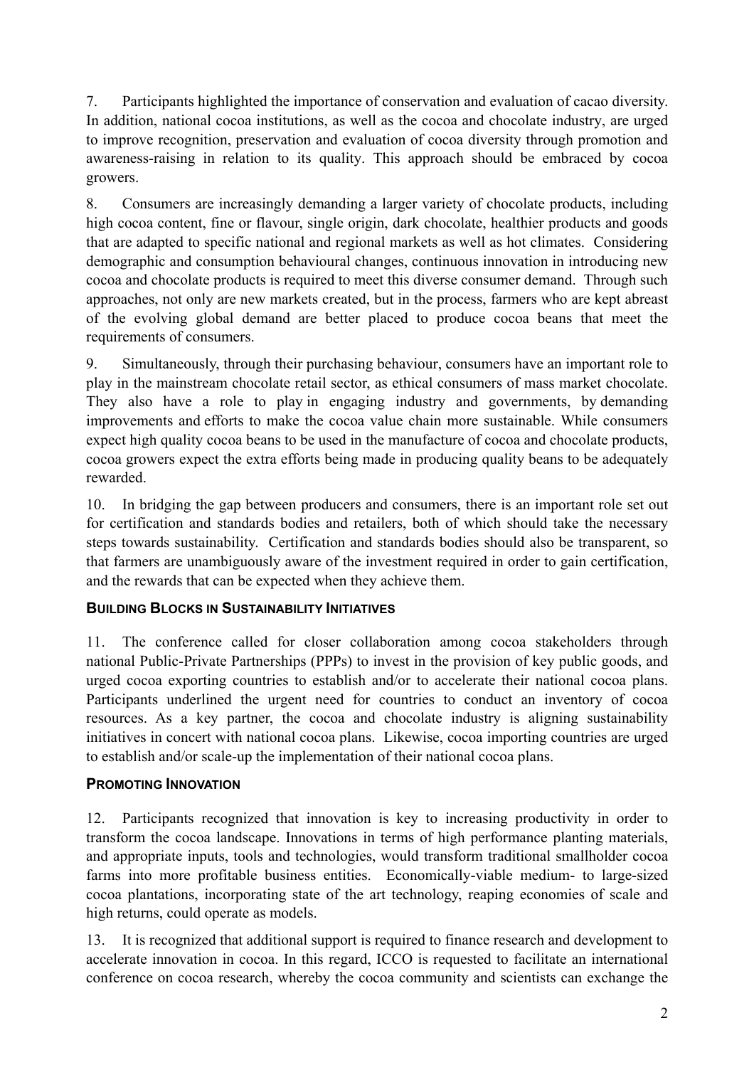7. Participants highlighted the importance of conservation and evaluation of cacao diversity. In addition, national cocoa institutions, as well as the cocoa and chocolate industry, are urged to improve recognition, preservation and evaluation of cocoa diversity through promotion and awareness-raising in relation to its quality. This approach should be embraced by cocoa growers.

8. Consumers are increasingly demanding a larger variety of chocolate products, including high cocoa content, fine or flavour, single origin, dark chocolate, healthier products and goods that are adapted to specific national and regional markets as well as hot climates. Considering demographic and consumption behavioural changes, continuous innovation in introducing new cocoa and chocolate products is required to meet this diverse consumer demand. Through such approaches, not only are new markets created, but in the process, farmers who are kept abreast of the evolving global demand are better placed to produce cocoa beans that meet the requirements of consumers.

9. Simultaneously, through their purchasing behaviour, consumers have an important role to play in the mainstream chocolate retail sector, as ethical consumers of mass market chocolate. They also have a role to play in engaging industry and governments, by demanding improvements and efforts to make the cocoa value chain more sustainable. While consumers expect high quality cocoa beans to be used in the manufacture of cocoa and chocolate products, cocoa growers expect the extra efforts being made in producing quality beans to be adequately rewarded.

10. In bridging the gap between producers and consumers, there is an important role set out for certification and standards bodies and retailers, both of which should take the necessary steps towards sustainability. Certification and standards bodies should also be transparent, so that farmers are unambiguously aware of the investment required in order to gain certification, and the rewards that can be expected when they achieve them.

### BUILDING BLOCKS IN SUSTAINABILITY INITIATIVES

11. The conference called for closer collaboration among cocoa stakeholders through national Public-Private Partnerships (PPPs) to invest in the provision of key public goods, and urged cocoa exporting countries to establish and/or to accelerate their national cocoa plans. Participants underlined the urgent need for countries to conduct an inventory of cocoa resources. As a key partner, the cocoa and chocolate industry is aligning sustainability initiatives in concert with national cocoa plans. Likewise, cocoa importing countries are urged to establish and/or scale-up the implementation of their national cocoa plans.

### PROMOTING INNOVATION

12. Participants recognized that innovation is key to increasing productivity in order to transform the cocoa landscape. Innovations in terms of high performance planting materials, and appropriate inputs, tools and technologies, would transform traditional smallholder cocoa farms into more profitable business entities. Economically-viable medium- to large-sized cocoa plantations, incorporating state of the art technology, reaping economies of scale and high returns, could operate as models.

13. It is recognized that additional support is required to finance research and development to accelerate innovation in cocoa. In this regard, ICCO is requested to facilitate an international conference on cocoa research, whereby the cocoa community and scientists can exchange the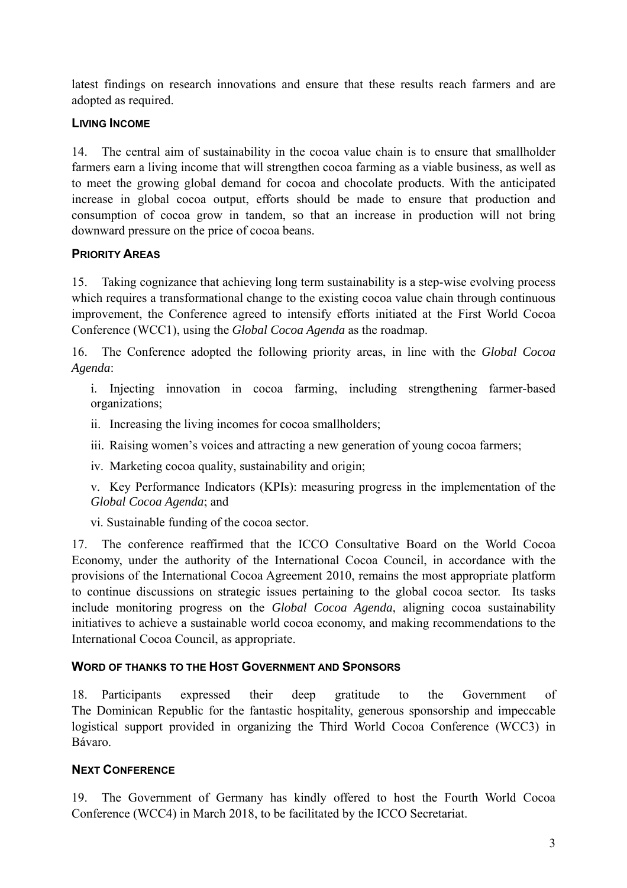latest findings on research innovations and ensure that these results reach farmers and are adopted as required.

### LIVING INCOME

14. The central aim of sustainability in the cocoa value chain is to ensure that smallholder farmers earn a living income that will strengthen cocoa farming as a viable business, as well as to meet the growing global demand for cocoa and chocolate products. With the anticipated increase in global cocoa output, efforts should be made to ensure that production and consumption of cocoa grow in tandem, so that an increase in production will not bring downward pressure on the price of cocoa beans.

### PRIORITY AREAS

15. Taking cognizance that achieving long term sustainability is a step-wise evolving process which requires a transformational change to the existing cocoa value chain through continuous improvement, the Conference agreed to intensify efforts initiated at the First World Cocoa Conference (WCC1), using the *Global Cocoa Agenda* as the roadmap.

16. The Conference adopted the following priority areas, in line with the *Global Cocoa Agenda*:

i. Injecting innovation in cocoa farming, including strengthening farmer-based organizations;

ii. Increasing the living incomes for cocoa smallholders;

iii. Raising women's voices and attracting a new generation of young cocoa farmers;

iv. Marketing cocoa quality, sustainability and origin;

v. Key Performance Indicators (KPIs): measuring progress in the implementation of the *Global Cocoa Agenda*; and

vi. Sustainable funding of the cocoa sector.

17. The conference reaffirmed that the ICCO Consultative Board on the World Cocoa Economy, under the authority of the International Cocoa Council, in accordance with the provisions of the International Cocoa Agreement 2010, remains the most appropriate platform to continue discussions on strategic issues pertaining to the global cocoa sector. Its tasks include monitoring progress on the *Global Cocoa Agenda*, aligning cocoa sustainability initiatives to achieve a sustainable world cocoa economy, and making recommendations to the International Cocoa Council, as appropriate.

### WORD OF THANKS TO THE HOST GOVERNMENT AND SPONSORS

18. Participants expressed their deep gratitude to the Government of The Dominican Republic for the fantastic hospitality, generous sponsorship and impeccable logistical support provided in organizing the Third World Cocoa Conference (WCC3) in Bávaro.

### NEXT CONFERENCE

19. The Government of Germany has kindly offered to host the Fourth World Cocoa Conference (WCC4) in March 2018, to be facilitated by the ICCO Secretariat.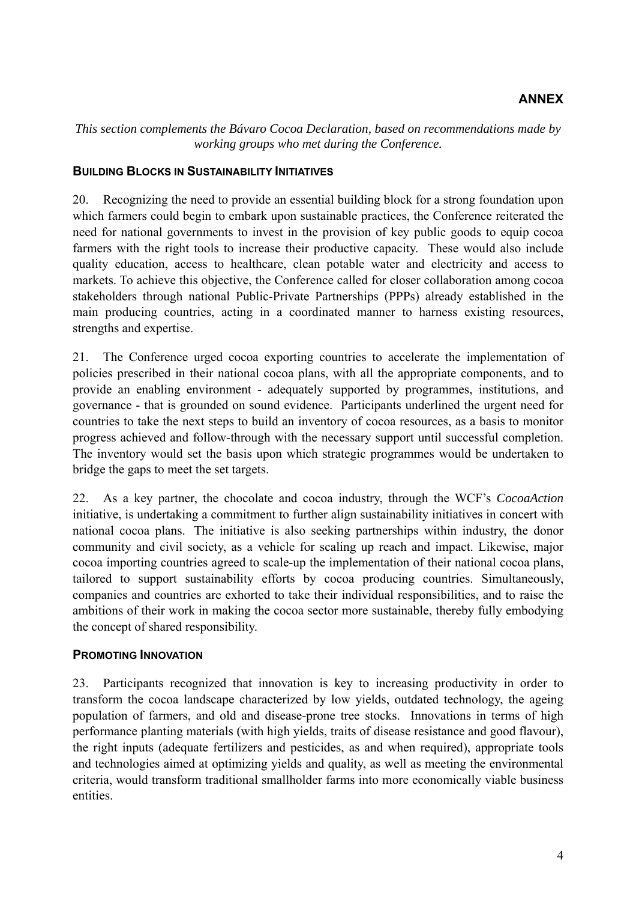## ANNEX

*This section complements the Bávaro Cocoa Declaration, based on recommendations made by working groups who met during the Conference.*

### BUILDING BLOCKS IN SUSTAINABILITY INITIATIVES

20. Recognizing the need to provide an essential building block for a strong foundation upon which farmers could begin to embark upon sustainable practices, the Conference reiterated the need for national governments to invest in the provision of key public goods to equip cocoa farmers with the right tools to increase their productive capacity. These would also include quality education, access to healthcare, clean potable water and electricity and access to markets. To achieve this objective, the Conference called for closer collaboration among cocoa stakeholders through national Public-Private Partnerships (PPPs) already established in the main producing countries, acting in a coordinated manner to harness existing resources, strengths and expertise.

21. The Conference urged cocoa exporting countries to accelerate the implementation of policies prescribed in their national cocoa plans, with all the appropriate components, and to provide an enabling environment - adequately supported by programmes, institutions, and governance - that is grounded on sound evidence. Participants underlined the urgent need for countries to take the next steps to build an inventory of cocoa resources, as a basis to monitor progress achieved and follow-through with the necessary support until successful completion. The inventory would set the basis upon which strategic programmes would be undertaken to bridge the gaps to meet the set targets.

22. As a key partner, the chocolate and cocoa industry, through the WCF's *CocoaAction* initiative, is undertaking a commitment to further align sustainability initiatives in concert with national cocoa plans. The initiative is also seeking partnerships within industry, the donor community and civil society, as a vehicle for scaling up reach and impact. Likewise, major cocoa importing countries agreed to scale-up the implementation of their national cocoa plans, tailored to support sustainability efforts by cocoa producing countries. Simultaneously, companies and countries are exhorted to take their individual responsibilities, and to raise the ambitions of their work in making the cocoa sector more sustainable, thereby fully embodying the concept of shared responsibility.

### PROMOTING INNOVATION

23. Participants recognized that innovation is key to increasing productivity in order to transform the cocoa landscape characterized by low yields, outdated technology, the ageing population of farmers, and old and disease-prone tree stocks. Innovations in terms of high performance planting materials (with high yields, traits of disease resistance and good flavour), the right inputs (adequate fertilizers and pesticides, as and when required), appropriate tools and technologies aimed at optimizing yields and quality, as well as meeting the environmental criteria, would transform traditional smallholder farms into more economically viable business entities.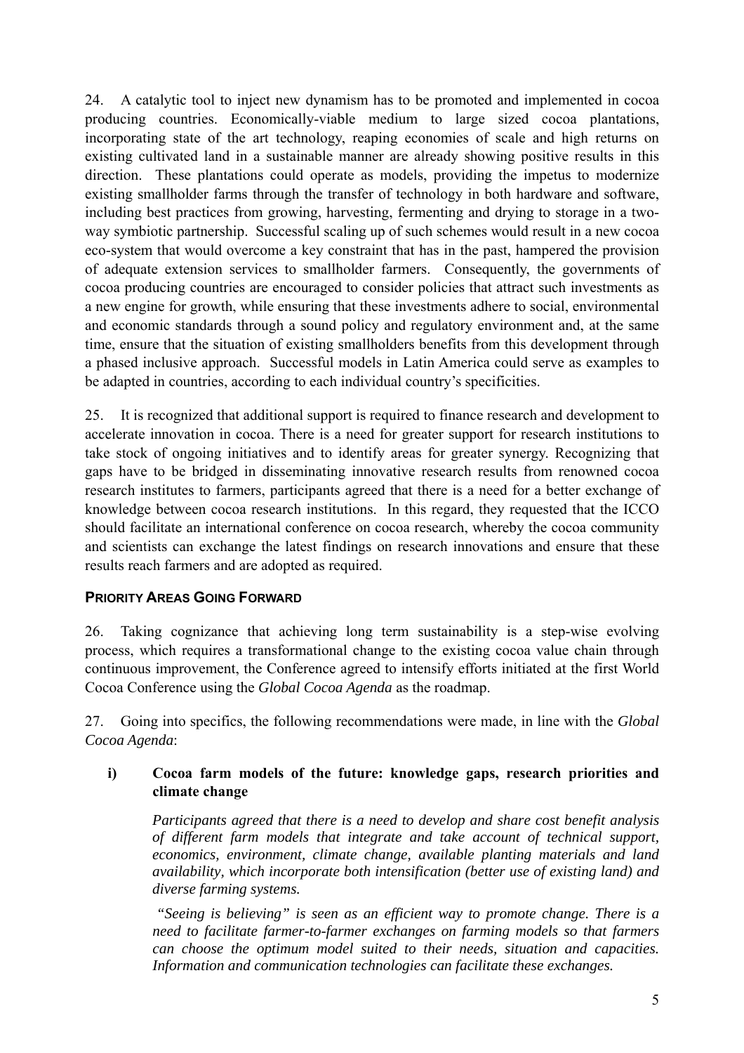24. A catalytic tool to inject new dynamism has to be promoted and implemented in cocoa producing countries. Economically-viable medium to large sized cocoa plantations, incorporating state of the art technology, reaping economies of scale and high returns on existing cultivated land in a sustainable manner are already showing positive results in this direction. These plantations could operate as models, providing the impetus to modernize existing smallholder farms through the transfer of technology in both hardware and software, including best practices from growing, harvesting, fermenting and drying to storage in a two-way symbiotic partnership. Successful scaling up of such schemes would result in a new cocoa eco-system that would overcome a key constraint that has in the past, hampered the provision of adequate extension services to smallholder farmers. Consequently, the governments of cocoa producing countries are encouraged to consider policies that attract such investments as a new engine for growth, while ensuring that these investments adhere to social, environmental and economic standards through a sound policy and regulatory environment and, at the same time, ensure that the situation of existing smallholders benefits from this development through a phased inclusive approach. Successful models in Latin America could serve as examples to be adapted in countries, according to each individual country's specificities.

25. It is recognized that additional support is required to finance research and development to accelerate innovation in cocoa. There is a need for greater support for research institutions to take stock of ongoing initiatives and to identify areas for greater synergy. Recognizing that gaps have to be bridged in disseminating innovative research results from renowned cocoa research institutes to farmers, participants agreed that there is a need for a better exchange of knowledge between cocoa research institutions. In this regard, they requested that the ICCO should facilitate an international conference on cocoa research, whereby the cocoa community and scientists can exchange the latest findings on research innovations and ensure that these results reach farmers and are adopted as required.

## PRIORITY AREAS GOING FORWARD

26. Taking cognizance that achieving long term sustainability is a step-wise evolving process, which requires a transformational change to the existing cocoa value chain through continuous improvement, the Conference agreed to intensify efforts initiated at the first World Cocoa Conference using the *Global Cocoa Agenda* as the roadmap.

27. Going into specifics, the following recommendations were made, in line with the *Global Cocoa Agenda*:

**i) Cocoa farm models of the future: knowledge gaps, research priorities and climate change**

*Participants agreed that there is a need to develop and share cost benefit analysis of different farm models that integrate and take account of technical support, economics, environment, climate change, available planting materials and land availability, which incorporate both intensification (better use of existing land) and diverse farming systems.*

*"Seeing is believing" is seen as an efficient way to promote change. There is a need to facilitate farmer-to-farmer exchanges on farming models so that farmers can choose the optimum model suited to their needs, situation and capacities. Information and communication technologies can facilitate these exchanges.*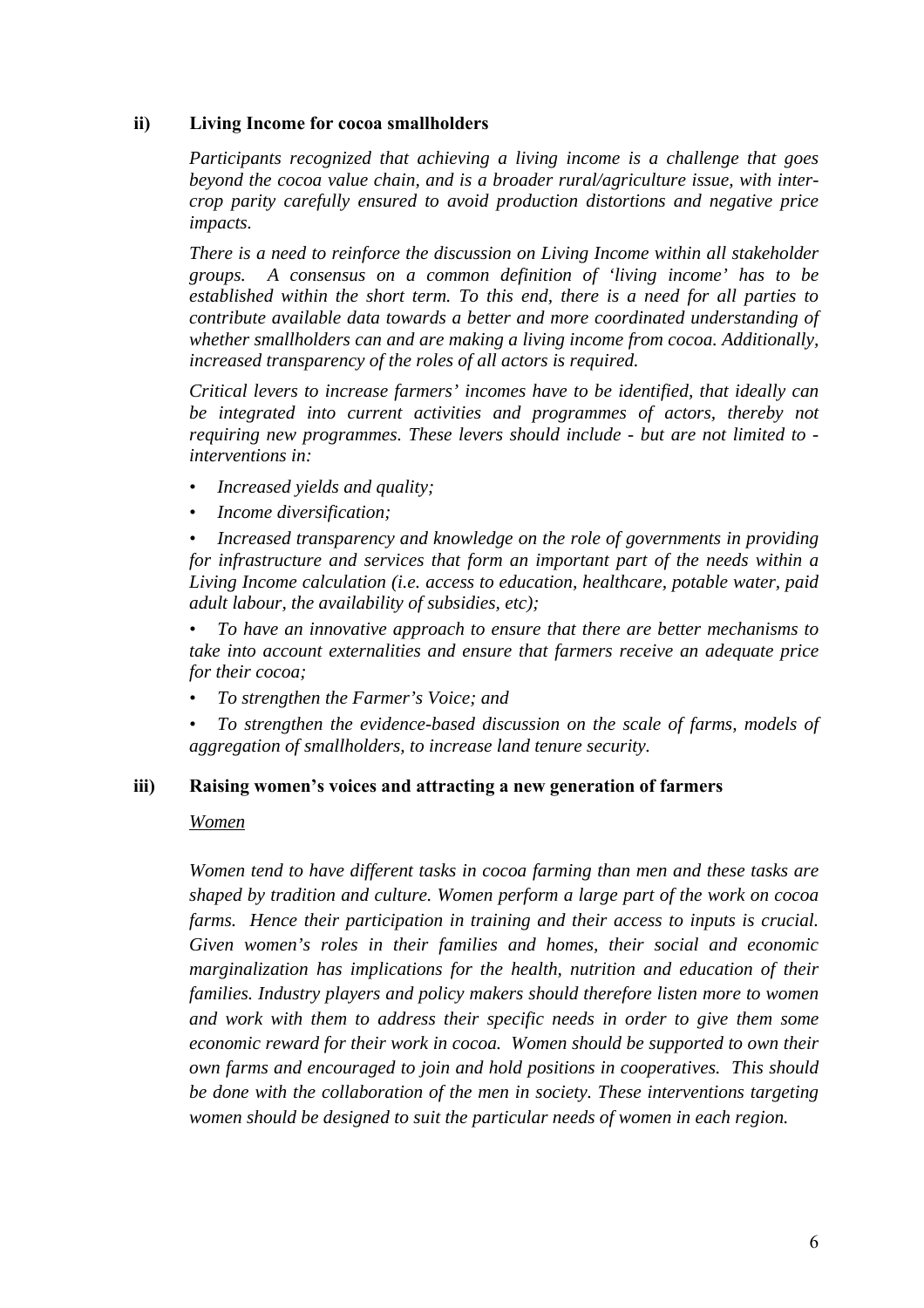### ii) Living Income for cocoa smallholders

*Participants recognized that achieving a living income is a challenge that goes beyond the cocoa value chain, and is a broader rural/agriculture issue, with inter-crop parity carefully ensured to avoid production distortions and negative price impacts.*

*There is a need to reinforce the discussion on Living Income within all stakeholder groups. A consensus on a common definition of 'living income' has to be established within the short term. To this end, there is a need for all parties to contribute available data towards a better and more coordinated understanding of whether smallholders can and are making a living income from cocoa. Additionally, increased transparency of the roles of all actors is required.*

*Critical levers to increase farmers' incomes have to be identified, that ideally can be integrated into current activities and programmes of actors, thereby not requiring new programmes. These levers should include - but are not limited to - interventions in:*

- *Increased yields and quality;*
- *Income diversification;*
- *Increased transparency and knowledge on the role of governments in providing for infrastructure and services that form an important part of the needs within a Living Income calculation (i.e. access to education, healthcare, potable water, paid adult labour, the availability of subsidies, etc);*
- *To have an innovative approach to ensure that there are better mechanisms to take into account externalities and ensure that farmers receive an adequate price for their cocoa;*
- *To strengthen the Farmer's Voice; and*
- *To strengthen the evidence-based discussion on the scale of farms, models of aggregation of smallholders, to increase land tenure security.*

### iii) Raising women's voices and attracting a new generation of farmers

<u>*Women*</u>

*Women tend to have different tasks in cocoa farming than men and these tasks are shaped by tradition and culture. Women perform a large part of the work on cocoa farms. Hence their participation in training and their access to inputs is crucial. Given women's roles in their families and homes, their social and economic marginalization has implications for the health, nutrition and education of their families. Industry players and policy makers should therefore listen more to women and work with them to address their specific needs in order to give them some economic reward for their work in cocoa. Women should be supported to own their own farms and encouraged to join and hold positions in cooperatives. This should be done with the collaboration of the men in society. These interventions targeting women should be designed to suit the particular needs of women in each region.*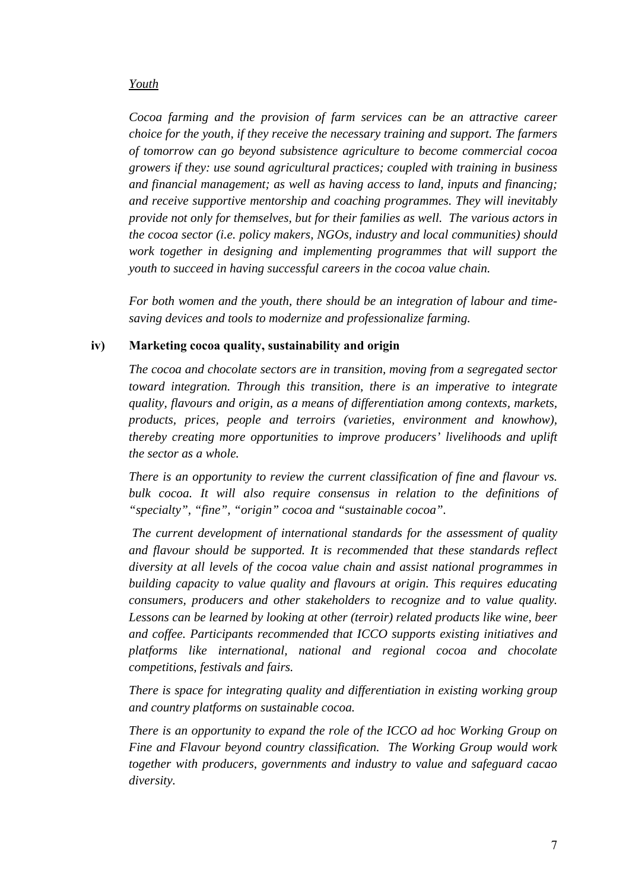*Youth*

*Cocoa farming and the provision of farm services can be an attractive career choice for the youth, if they receive the necessary training and support. The farmers of tomorrow can go beyond subsistence agriculture to become commercial cocoa growers if they: use sound agricultural practices; coupled with training in business and financial management; as well as having access to land, inputs and financing; and receive supportive mentorship and coaching programmes. They will inevitably provide not only for themselves, but for their families as well. The various actors in the cocoa sector (i.e. policy makers, NGOs, industry and local communities) should work together in designing and implementing programmes that will support the youth to succeed in having successful careers in the cocoa value chain.*

*For both women and the youth, there should be an integration of labour and time-saving devices and tools to modernize and professionalize farming.*

**iv) Marketing cocoa quality, sustainability and origin**

*The cocoa and chocolate sectors are in transition, moving from a segregated sector toward integration. Through this transition, there is an imperative to integrate quality, flavours and origin, as a means of differentiation among contexts, markets, products, prices, people and terroirs (varieties, environment and knowhow), thereby creating more opportunities to improve producers' livelihoods and uplift the sector as a whole.*

*There is an opportunity to review the current classification of fine and flavour vs. bulk cocoa. It will also require consensus in relation to the definitions of "specialty", "fine", "origin" cocoa and "sustainable cocoa".*

*The current development of international standards for the assessment of quality and flavour should be supported. It is recommended that these standards reflect diversity at all levels of the cocoa value chain and assist national programmes in building capacity to value quality and flavours at origin. This requires educating consumers, producers and other stakeholders to recognize and to value quality. Lessons can be learned by looking at other (terroir) related products like wine, beer and coffee. Participants recommended that ICCO supports existing initiatives and platforms like international, national and regional cocoa and chocolate competitions, festivals and fairs.*

*There is space for integrating quality and differentiation in existing working group and country platforms on sustainable cocoa.*

*There is an opportunity to expand the role of the ICCO ad hoc Working Group on Fine and Flavour beyond country classification. The Working Group would work together with producers, governments and industry to value and safeguard cacao diversity.*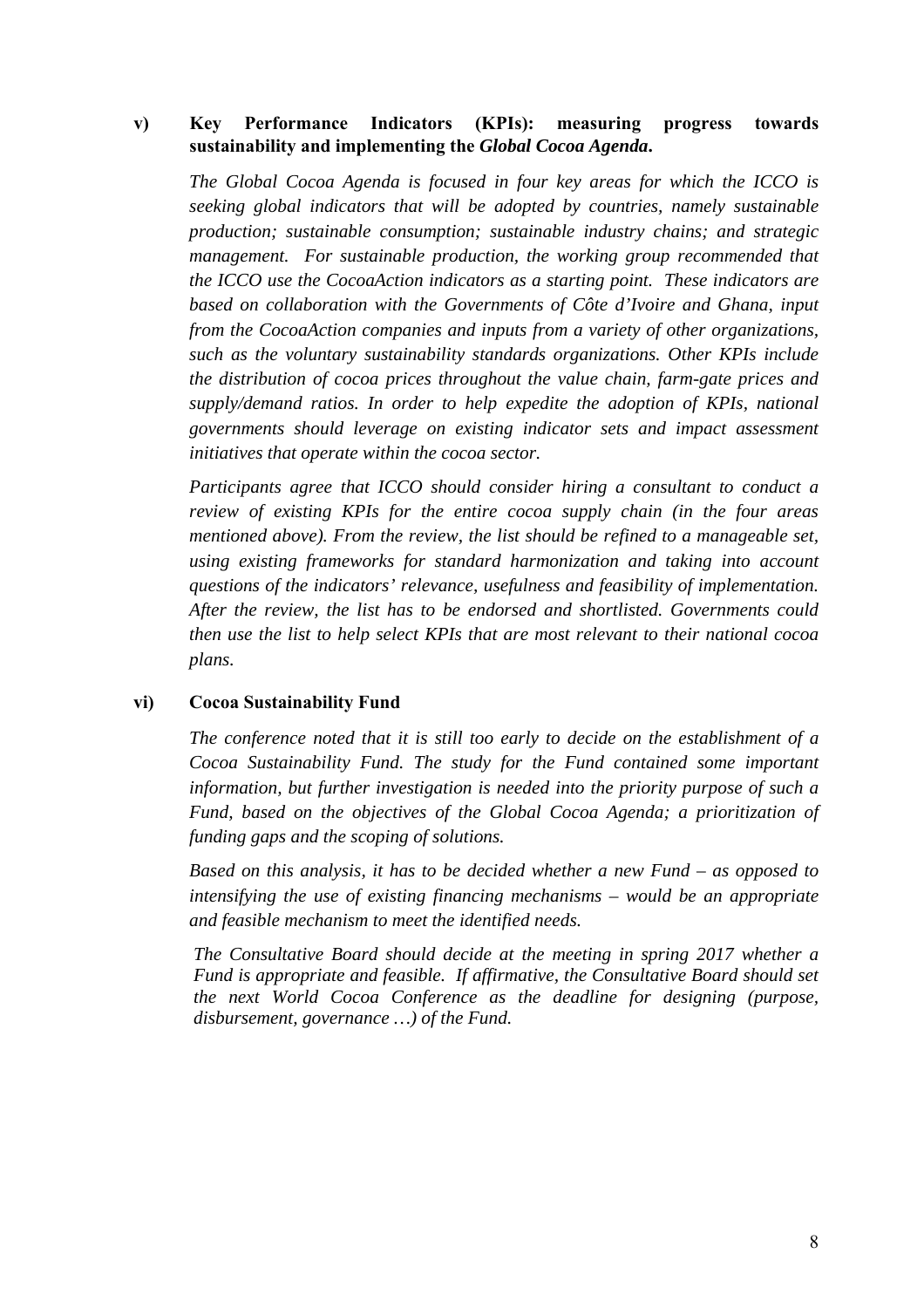### v) Key Performance Indicators (KPIs): measuring progress towards sustainability and implementing the *Global Cocoa Agenda*.

*The Global Cocoa Agenda is focused in four key areas for which the ICCO is seeking global indicators that will be adopted by countries, namely sustainable production; sustainable consumption; sustainable industry chains; and strategic management. For sustainable production, the working group recommended that the ICCO use the CocoaAction indicators as a starting point. These indicators are based on collaboration with the Governments of Côte d'Ivoire and Ghana, input from the CocoaAction companies and inputs from a variety of other organizations, such as the voluntary sustainability standards organizations. Other KPIs include the distribution of cocoa prices throughout the value chain, farm-gate prices and supply/demand ratios. In order to help expedite the adoption of KPIs, national governments should leverage on existing indicator sets and impact assessment initiatives that operate within the cocoa sector.*

*Participants agree that ICCO should consider hiring a consultant to conduct a review of existing KPIs for the entire cocoa supply chain (in the four areas mentioned above). From the review, the list should be refined to a manageable set, using existing frameworks for standard harmonization and taking into account questions of the indicators' relevance, usefulness and feasibility of implementation. After the review, the list has to be endorsed and shortlisted. Governments could then use the list to help select KPIs that are most relevant to their national cocoa plans.*

### vi) Cocoa Sustainability Fund

*The conference noted that it is still too early to decide on the establishment of a Cocoa Sustainability Fund. The study for the Fund contained some important information, but further investigation is needed into the priority purpose of such a Fund, based on the objectives of the Global Cocoa Agenda; a prioritization of funding gaps and the scoping of solutions.*

*Based on this analysis, it has to be decided whether a new Fund – as opposed to intensifying the use of existing financing mechanisms – would be an appropriate and feasible mechanism to meet the identified needs.*

*The Consultative Board should decide at the meeting in spring 2017 whether a Fund is appropriate and feasible. If affirmative, the Consultative Board should set the next World Cocoa Conference as the deadline for designing (purpose, disbursement, governance …) of the Fund.*